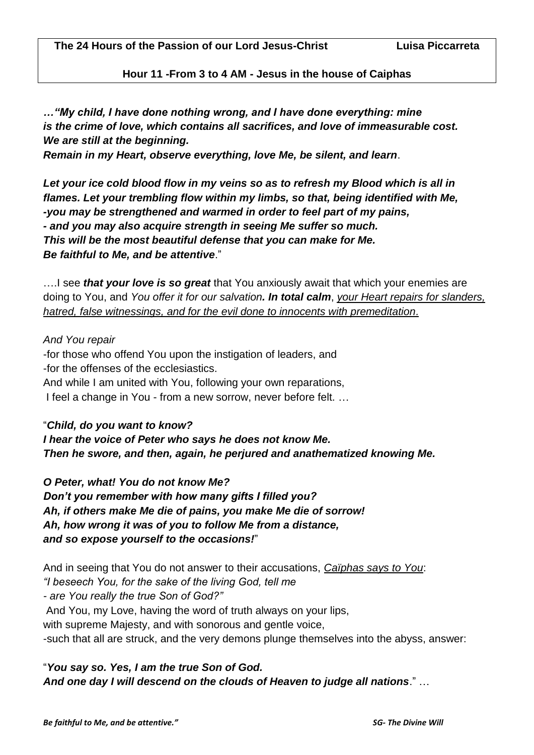**The 24 Hours of the Passion of our Lord Jesus-Christ** **Luisa Piccarreta**

**Hour 11 -From 3 to 4 AM - Jesus in the house of Caiphas**

***…"My child, I have done nothing wrong, and I have done everything: mine is the crime of love, which contains all sacrifices, and love of immeasurable cost. We are still at the beginning.***
***Remain in my Heart, observe everything, love Me, be silent, and learn***.

***Let your ice cold blood flow in my veins so as to refresh my Blood which is all in flames. Let your trembling flow within my limbs, so that, being identified with Me,***
***-you may be strengthened and warmed in order to feel part of my pains,***
***- and you may also acquire strength in seeing Me suffer so much.***
***This will be the most beautiful defense that you can make for Me.***
***Be faithful to Me, and be attentive***."

….I see ***that your love is so great*** that You anxiously await that which your enemies are doing to You, and *You offer it for our salvation**. In total calm***, <u>*your Heart repairs for slanders, hatred, false witnessings, and for the evil done to innocents with premeditation.*</u>

*And You repair*
-for those who offend You upon the instigation of leaders, and
-for the offenses of the ecclesiastics.
And while I am united with You, following your own reparations,
I feel a change in You - from a new sorrow, never before felt. …

"***Child, do you want to know?***
***I hear the voice of Peter who says he does not know Me.***
***Then he swore, and then, again, he perjured and anathematized knowing Me.***

***O Peter, what! You do not know Me?***
***Don't you remember with how many gifts I filled you?***
***Ah, if others make Me die of pains, you make Me die of sorrow!***
***Ah, how wrong it was of you to follow Me from a distance,***
***and so expose yourself to the occasions!***"

And in seeing that You do not answer to their accusations, <u>*Caïphas says to You*</u>:
*"I beseech You, for the sake of the living God, tell me*
*- are You really the true Son of God?"*
And You, my Love, having the word of truth always on your lips,
with supreme Majesty, and with sonorous and gentle voice,
-such that all are struck, and the very demons plunge themselves into the abyss, answer:

"***You say so. Yes, I am the true Son of God.***
***And one day I will descend on the clouds of Heaven to judge all nations***." …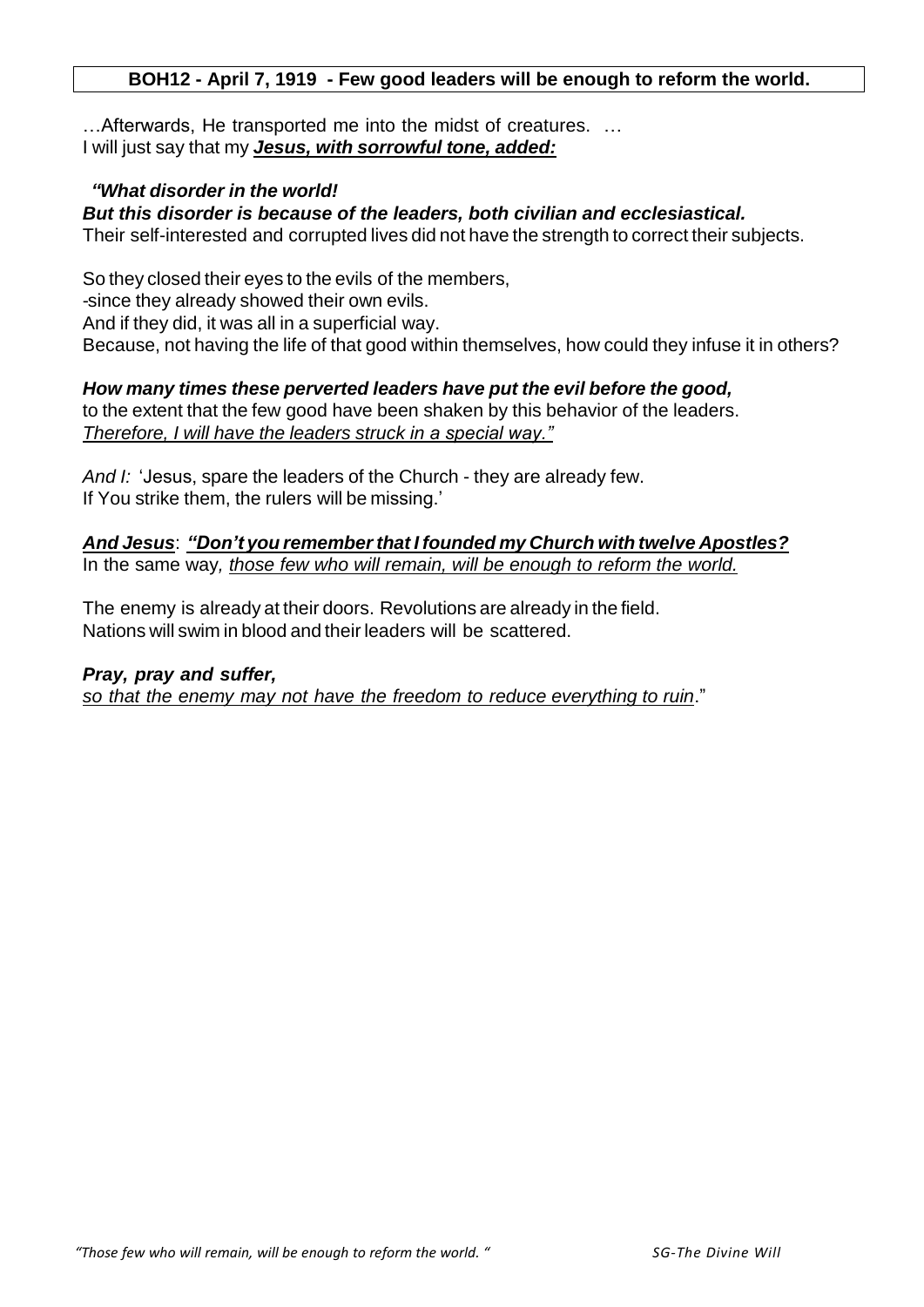**BOH12 - April 7, 1919 - Few good leaders will be enough to reform the world.**

…Afterwards, He transported me into the midst of creatures. …
I will just say that my ***Jesus, with sorrowful tone, added:***

***"What disorder in the world!***
***But this disorder is because of the leaders, both civilian and ecclesiastical.***
Their self-interested and corrupted lives did not have the strength to correct their subjects.

So they closed their eyes to the evils of the members,
-since they already showed their own evils.
And if they did, it was all in a superficial way.
Because, not having the life of that good within themselves, how could they infuse it in others?

***How many times these perverted leaders have put the evil before the good,***
to the extent that the few good have been shaken by this behavior of the leaders.
*Therefore, I will have the leaders struck in a special way."*

*And I:* 'Jesus, spare the leaders of the Church - they are already few.
If You strike them, the rulers will be missing.'

***And Jesus***: ***"Don't you remember that I founded my Church with twelve Apostles?***
In the same way*, those few who will remain, will be enough to reform the world.*

The enemy is already at their doors. Revolutions are already in the field.
Nations will swim in blood and their leaders will be scattered.

***Pray, pray and suffer,***
*so that the enemy may not have the freedom to reduce everything to ruin*."

*"Those few who will remain, will be enough to reform the world. "* *SG-The Divine Will*